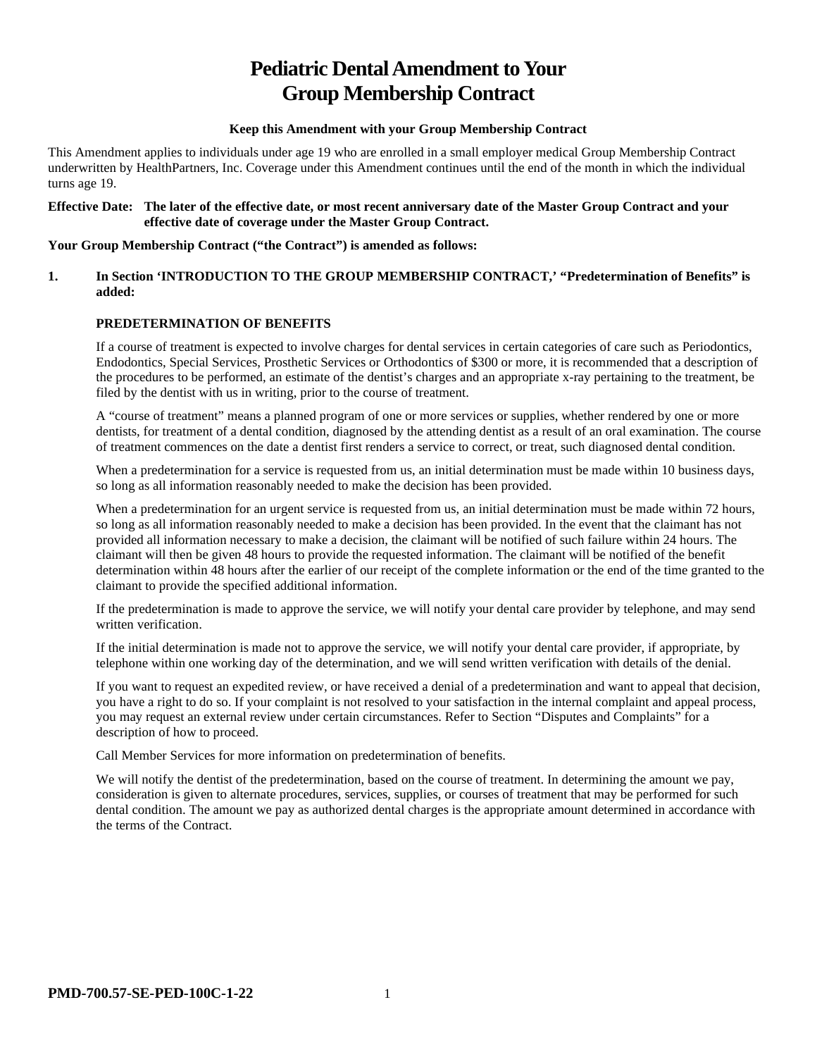# Pediatric Dental Amendment to Your Group Membership Contract

**Keep this Amendment with your Group Membership Contract**

This Amendment applies to individuals under age 19 who are enrolled in a small employer medical Group Membership Contract underwritten by HealthPartners, Inc. Coverage under this Amendment continues until the end of the month in which the individual turns age 19.

**Effective Date: The later of the effective date, or most recent anniversary date of the Master Group Contract and your effective date of coverage under the Master Group Contract.**

**Your Group Membership Contract ("the Contract") is amended as follows:**

**1. In Section 'INTRODUCTION TO THE GROUP MEMBERSHIP CONTRACT,' "Predetermination of Benefits" is added:**

**PREDETERMINATION OF BENEFITS**

If a course of treatment is expected to involve charges for dental services in certain categories of care such as Periodontics, Endodontics, Special Services, Prosthetic Services or Orthodontics of $300 or more, it is recommended that a description of the procedures to be performed, an estimate of the dentist's charges and an appropriate x-ray pertaining to the treatment, be filed by the dentist with us in writing, prior to the course of treatment.

A "course of treatment" means a planned program of one or more services or supplies, whether rendered by one or more dentists, for treatment of a dental condition, diagnosed by the attending dentist as a result of an oral examination. The course of treatment commences on the date a dentist first renders a service to correct, or treat, such diagnosed dental condition.

When a predetermination for a service is requested from us, an initial determination must be made within 10 business days, so long as all information reasonably needed to make the decision has been provided.

When a predetermination for an urgent service is requested from us, an initial determination must be made within 72 hours, so long as all information reasonably needed to make a decision has been provided. In the event that the claimant has not provided all information necessary to make a decision, the claimant will be notified of such failure within 24 hours. The claimant will then be given 48 hours to provide the requested information. The claimant will be notified of the benefit determination within 48 hours after the earlier of our receipt of the complete information or the end of the time granted to the claimant to provide the specified additional information.

If the predetermination is made to approve the service, we will notify your dental care provider by telephone, and may send written verification.

If the initial determination is made not to approve the service, we will notify your dental care provider, if appropriate, by telephone within one working day of the determination, and we will send written verification with details of the denial.

If you want to request an expedited review, or have received a denial of a predetermination and want to appeal that decision, you have a right to do so. If your complaint is not resolved to your satisfaction in the internal complaint and appeal process, you may request an external review under certain circumstances. Refer to Section "Disputes and Complaints" for a description of how to proceed.

Call Member Services for more information on predetermination of benefits.

We will notify the dentist of the predetermination, based on the course of treatment. In determining the amount we pay, consideration is given to alternate procedures, services, supplies, or courses of treatment that may be performed for such dental condition. The amount we pay as authorized dental charges is the appropriate amount determined in accordance with the terms of the Contract.

**PMD-700.57-SE-PED-100C-1-22**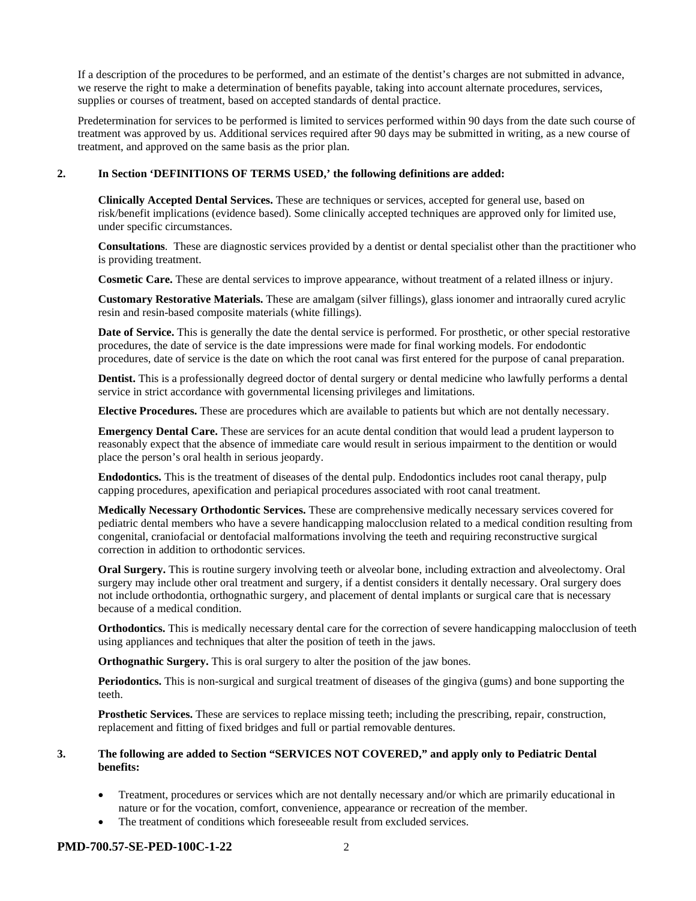If a description of the procedures to be performed, and an estimate of the dentist's charges are not submitted in advance, we reserve the right to make a determination of benefits payable, taking into account alternate procedures, services, supplies or courses of treatment, based on accepted standards of dental practice.

Predetermination for services to be performed is limited to services performed within 90 days from the date such course of treatment was approved by us. Additional services required after 90 days may be submitted in writing, as a new course of treatment, and approved on the same basis as the prior plan.

**2. In Section 'DEFINITIONS OF TERMS USED,' the following definitions are added:**

**Clinically Accepted Dental Services.** These are techniques or services, accepted for general use, based on risk/benefit implications (evidence based). Some clinically accepted techniques are approved only for limited use, under specific circumstances.

**Consultations**. These are diagnostic services provided by a dentist or dental specialist other than the practitioner who is providing treatment.

**Cosmetic Care.** These are dental services to improve appearance, without treatment of a related illness or injury.

**Customary Restorative Materials.** These are amalgam (silver fillings), glass ionomer and intraorally cured acrylic resin and resin-based composite materials (white fillings).

**Date of Service.** This is generally the date the dental service is performed. For prosthetic, or other special restorative procedures, the date of service is the date impressions were made for final working models. For endodontic procedures, date of service is the date on which the root canal was first entered for the purpose of canal preparation.

**Dentist.** This is a professionally degreed doctor of dental surgery or dental medicine who lawfully performs a dental service in strict accordance with governmental licensing privileges and limitations.

**Elective Procedures.** These are procedures which are available to patients but which are not dentally necessary.

**Emergency Dental Care.** These are services for an acute dental condition that would lead a prudent layperson to reasonably expect that the absence of immediate care would result in serious impairment to the dentition or would place the person's oral health in serious jeopardy.

**Endodontics.** This is the treatment of diseases of the dental pulp. Endodontics includes root canal therapy, pulp capping procedures, apexification and periapical procedures associated with root canal treatment.

**Medically Necessary Orthodontic Services.** These are comprehensive medically necessary services covered for pediatric dental members who have a severe handicapping malocclusion related to a medical condition resulting from congenital, craniofacial or dentofacial malformations involving the teeth and requiring reconstructive surgical correction in addition to orthodontic services.

**Oral Surgery.** This is routine surgery involving teeth or alveolar bone, including extraction and alveolectomy. Oral surgery may include other oral treatment and surgery, if a dentist considers it dentally necessary. Oral surgery does not include orthodontia, orthognathic surgery, and placement of dental implants or surgical care that is necessary because of a medical condition.

**Orthodontics.** This is medically necessary dental care for the correction of severe handicapping malocclusion of teeth using appliances and techniques that alter the position of teeth in the jaws.

**Orthognathic Surgery.** This is oral surgery to alter the position of the jaw bones.

**Periodontics.** This is non-surgical and surgical treatment of diseases of the gingiva (gums) and bone supporting the teeth.

**Prosthetic Services.** These are services to replace missing teeth; including the prescribing, repair, construction, replacement and fitting of fixed bridges and full or partial removable dentures.

**3. The following are added to Section "SERVICES NOT COVERED," and apply only to Pediatric Dental benefits:**

- Treatment, procedures or services which are not dentally necessary and/or which are primarily educational in nature or for the vocation, comfort, convenience, appearance or recreation of the member.
- The treatment of conditions which foreseeable result from excluded services.

**PMD-700.57-SE-PED-100C-1-22**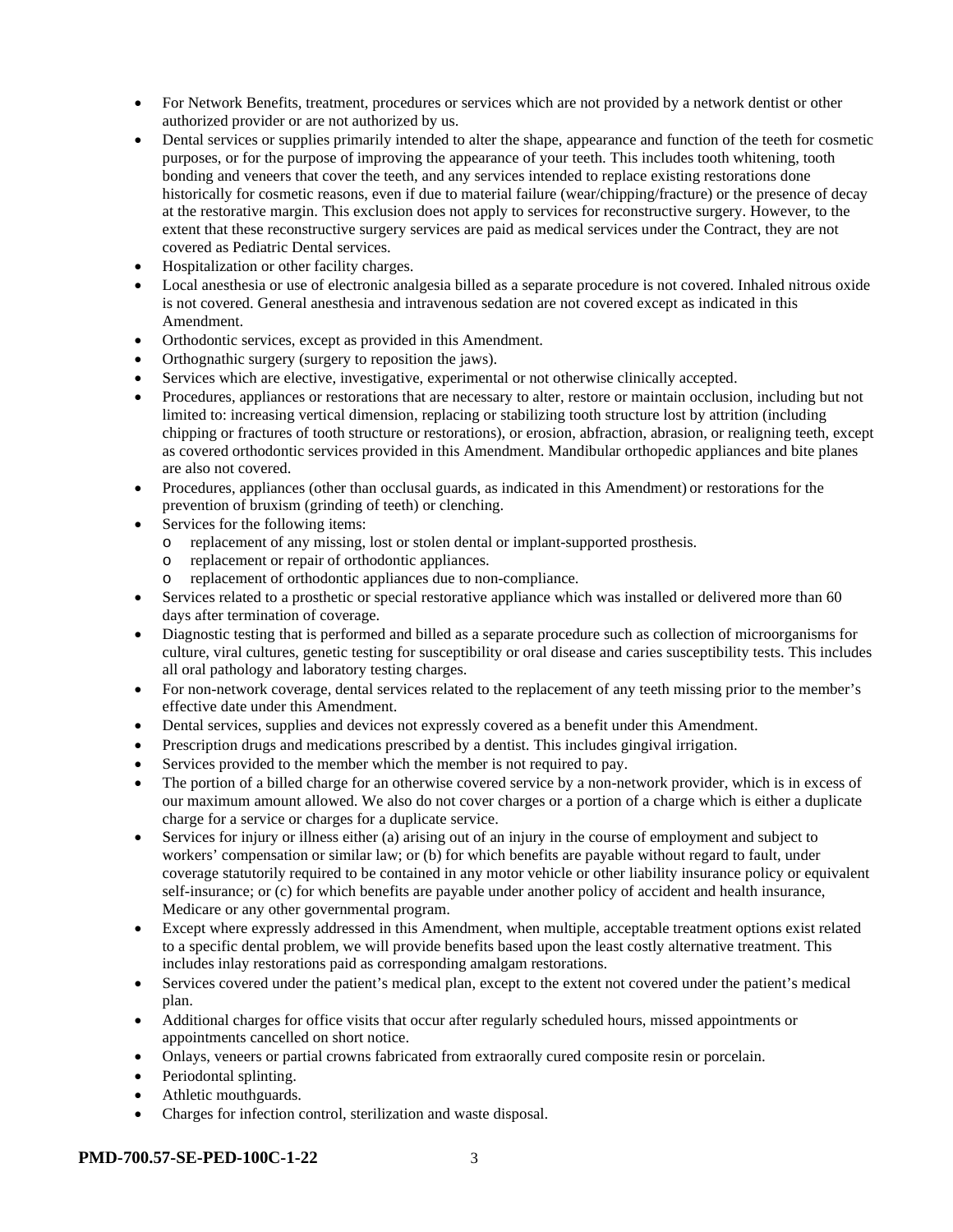- For Network Benefits, treatment, procedures or services which are not provided by a network dentist or other authorized provider or are not authorized by us.
- Dental services or supplies primarily intended to alter the shape, appearance and function of the teeth for cosmetic purposes, or for the purpose of improving the appearance of your teeth. This includes tooth whitening, tooth bonding and veneers that cover the teeth, and any services intended to replace existing restorations done historically for cosmetic reasons, even if due to material failure (wear/chipping/fracture) or the presence of decay at the restorative margin. This exclusion does not apply to services for reconstructive surgery. However, to the extent that these reconstructive surgery services are paid as medical services under the Contract, they are not covered as Pediatric Dental services.
- Hospitalization or other facility charges.
- Local anesthesia or use of electronic analgesia billed as a separate procedure is not covered. Inhaled nitrous oxide is not covered. General anesthesia and intravenous sedation are not covered except as indicated in this Amendment.
- Orthodontic services, except as provided in this Amendment.
- Orthognathic surgery (surgery to reposition the jaws).
- Services which are elective, investigative, experimental or not otherwise clinically accepted.
- Procedures, appliances or restorations that are necessary to alter, restore or maintain occlusion, including but not limited to: increasing vertical dimension, replacing or stabilizing tooth structure lost by attrition (including chipping or fractures of tooth structure or restorations), or erosion, abfraction, abrasion, or realigning teeth, except as covered orthodontic services provided in this Amendment. Mandibular orthopedic appliances and bite planes are also not covered.
- Procedures, appliances (other than occlusal guards, as indicated in this Amendment) or restorations for the prevention of bruxism (grinding of teeth) or clenching.
- Services for the following items:
  - replacement of any missing, lost or stolen dental or implant-supported prosthesis.
  - replacement or repair of orthodontic appliances.
  - replacement of orthodontic appliances due to non-compliance.
- Services related to a prosthetic or special restorative appliance which was installed or delivered more than 60 days after termination of coverage.
- Diagnostic testing that is performed and billed as a separate procedure such as collection of microorganisms for culture, viral cultures, genetic testing for susceptibility or oral disease and caries susceptibility tests. This includes all oral pathology and laboratory testing charges.
- For non-network coverage, dental services related to the replacement of any teeth missing prior to the member's effective date under this Amendment.
- Dental services, supplies and devices not expressly covered as a benefit under this Amendment.
- Prescription drugs and medications prescribed by a dentist. This includes gingival irrigation.
- Services provided to the member which the member is not required to pay.
- The portion of a billed charge for an otherwise covered service by a non-network provider, which is in excess of our maximum amount allowed. We also do not cover charges or a portion of a charge which is either a duplicate charge for a service or charges for a duplicate service.
- Services for injury or illness either (a) arising out of an injury in the course of employment and subject to workers' compensation or similar law; or (b) for which benefits are payable without regard to fault, under coverage statutorily required to be contained in any motor vehicle or other liability insurance policy or equivalent self-insurance; or (c) for which benefits are payable under another policy of accident and health insurance, Medicare or any other governmental program.
- Except where expressly addressed in this Amendment, when multiple, acceptable treatment options exist related to a specific dental problem, we will provide benefits based upon the least costly alternative treatment. This includes inlay restorations paid as corresponding amalgam restorations.
- Services covered under the patient's medical plan, except to the extent not covered under the patient's medical plan.
- Additional charges for office visits that occur after regularly scheduled hours, missed appointments or appointments cancelled on short notice.
- Onlays, veneers or partial crowns fabricated from extraorally cured composite resin or porcelain.
- Periodontal splinting.
- Athletic mouthguards.
- Charges for infection control, sterilization and waste disposal.

**PMD-700.57-SE-PED-100C-1-22**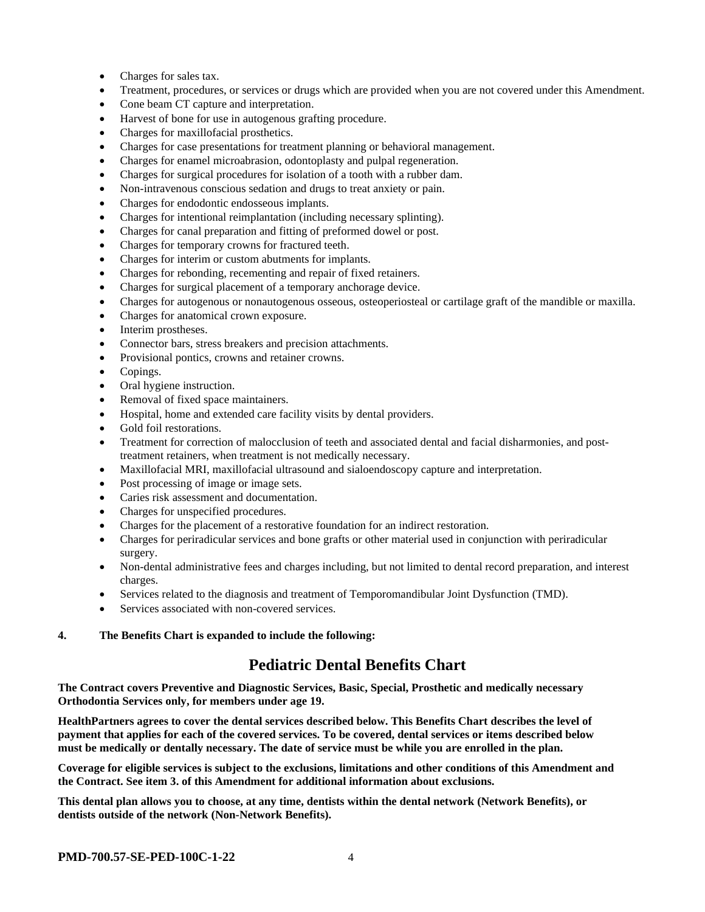- Charges for sales tax.
- Treatment, procedures, or services or drugs which are provided when you are not covered under this Amendment.
- Cone beam CT capture and interpretation.
- Harvest of bone for use in autogenous grafting procedure.
- Charges for maxillofacial prosthetics.
- Charges for case presentations for treatment planning or behavioral management.
- Charges for enamel microabrasion, odontoplasty and pulpal regeneration.
- Charges for surgical procedures for isolation of a tooth with a rubber dam.
- Non-intravenous conscious sedation and drugs to treat anxiety or pain.
- Charges for endodontic endosseous implants.
- Charges for intentional reimplantation (including necessary splinting).
- Charges for canal preparation and fitting of preformed dowel or post.
- Charges for temporary crowns for fractured teeth.
- Charges for interim or custom abutments for implants.
- Charges for rebonding, recementing and repair of fixed retainers.
- Charges for surgical placement of a temporary anchorage device.
- Charges for autogenous or nonautogenous osseous, osteoperiosteal or cartilage graft of the mandible or maxilla.
- Charges for anatomical crown exposure.
- Interim prostheses.
- Connector bars, stress breakers and precision attachments.
- Provisional pontics, crowns and retainer crowns.
- Copings.
- Oral hygiene instruction.
- Removal of fixed space maintainers.
- Hospital, home and extended care facility visits by dental providers.
- Gold foil restorations.
- Treatment for correction of malocclusion of teeth and associated dental and facial disharmonies, and post-treatment retainers, when treatment is not medically necessary.
- Maxillofacial MRI, maxillofacial ultrasound and sialoendoscopy capture and interpretation.
- Post processing of image or image sets.
- Caries risk assessment and documentation.
- Charges for unspecified procedures.
- Charges for the placement of a restorative foundation for an indirect restoration.
- Charges for periradicular services and bone grafts or other material used in conjunction with periradicular surgery.
- Non-dental administrative fees and charges including, but not limited to dental record preparation, and interest charges.
- Services related to the diagnosis and treatment of Temporomandibular Joint Dysfunction (TMD).
- Services associated with non-covered services.

**4. The Benefits Chart is expanded to include the following:**

## Pediatric Dental Benefits Chart

**The Contract covers Preventive and Diagnostic Services, Basic, Special, Prosthetic and medically necessary Orthodontia Services only, for members under age 19.**

**HealthPartners agrees to cover the dental services described below. This Benefits Chart describes the level of payment that applies for each of the covered services. To be covered, dental services or items described below must be medically or dentally necessary. The date of service must be while you are enrolled in the plan.**

**Coverage for eligible services is subject to the exclusions, limitations and other conditions of this Amendment and the Contract. See item 3. of this Amendment for additional information about exclusions.**

**This dental plan allows you to choose, at any time, dentists within the dental network (Network Benefits), or dentists outside of the network (Non-Network Benefits).**

**PMD-700.57-SE-PED-100C-1-22**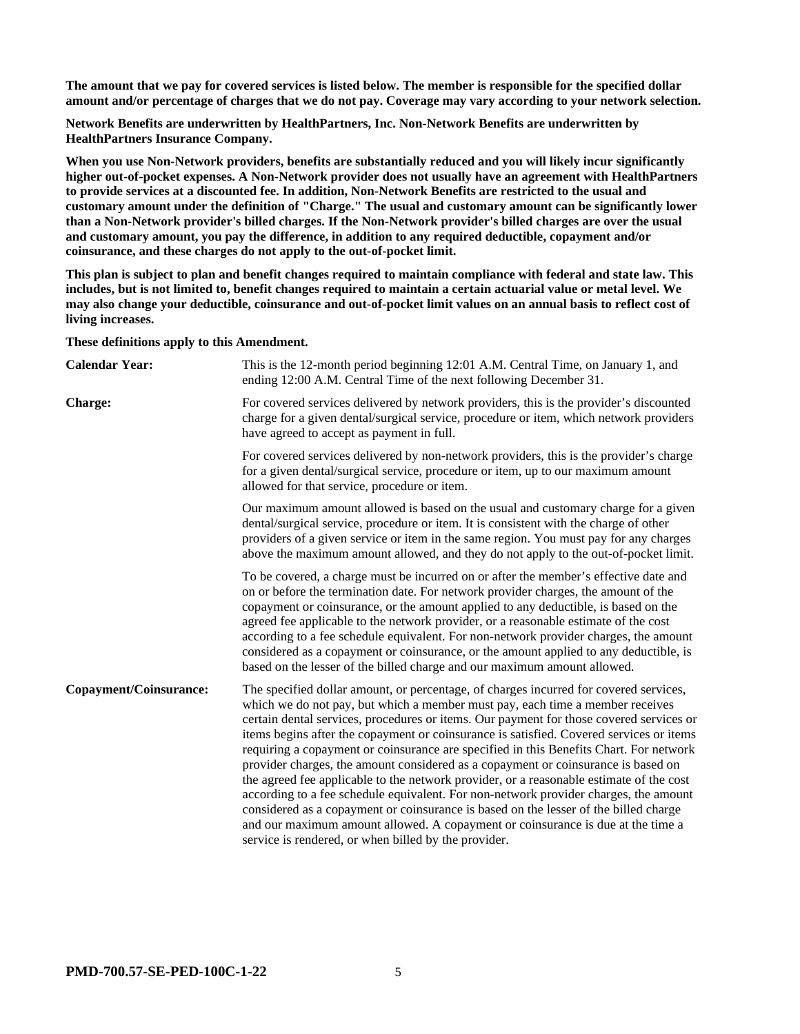**The amount that we pay for covered services is listed below. The member is responsible for the specified dollar amount and/or percentage of charges that we do not pay. Coverage may vary according to your network selection.**

**Network Benefits are underwritten by HealthPartners, Inc. Non-Network Benefits are underwritten by HealthPartners Insurance Company.**

**When you use Non-Network providers, benefits are substantially reduced and you will likely incur significantly higher out-of-pocket expenses. A Non-Network provider does not usually have an agreement with HealthPartners to provide services at a discounted fee. In addition, Non-Network Benefits are restricted to the usual and customary amount under the definition of "Charge." The usual and customary amount can be significantly lower than a Non-Network provider's billed charges. If the Non-Network provider's billed charges are over the usual and customary amount, you pay the difference, in addition to any required deductible, copayment and/or coinsurance, and these charges do not apply to the out-of-pocket limit.**

**This plan is subject to plan and benefit changes required to maintain compliance with federal and state law. This includes, but is not limited to, benefit changes required to maintain a certain actuarial value or metal level. We may also change your deductible, coinsurance and out-of-pocket limit values on an annual basis to reflect cost of living increases.**

**These definitions apply to this Amendment.**

**Calendar Year:** This is the 12-month period beginning 12:01 A.M. Central Time, on January 1, and ending 12:00 A.M. Central Time of the next following December 31.

**Charge:** For covered services delivered by network providers, this is the provider's discounted charge for a given dental/surgical service, procedure or item, which network providers have agreed to accept as payment in full.

For covered services delivered by non-network providers, this is the provider's charge for a given dental/surgical service, procedure or item, up to our maximum amount allowed for that service, procedure or item.

Our maximum amount allowed is based on the usual and customary charge for a given dental/surgical service, procedure or item. It is consistent with the charge of other providers of a given service or item in the same region. You must pay for any charges above the maximum amount allowed, and they do not apply to the out-of-pocket limit.

To be covered, a charge must be incurred on or after the member's effective date and on or before the termination date. For network provider charges, the amount of the copayment or coinsurance, or the amount applied to any deductible, is based on the agreed fee applicable to the network provider, or a reasonable estimate of the cost according to a fee schedule equivalent. For non-network provider charges, the amount considered as a copayment or coinsurance, or the amount applied to any deductible, is based on the lesser of the billed charge and our maximum amount allowed.

**Copayment/Coinsurance:** The specified dollar amount, or percentage, of charges incurred for covered services, which we do not pay, but which a member must pay, each time a member receives certain dental services, procedures or items. Our payment for those covered services or items begins after the copayment or coinsurance is satisfied. Covered services or items requiring a copayment or coinsurance are specified in this Benefits Chart. For network provider charges, the amount considered as a copayment or coinsurance is based on the agreed fee applicable to the network provider, or a reasonable estimate of the cost according to a fee schedule equivalent. For non-network provider charges, the amount considered as a copayment or coinsurance is based on the lesser of the billed charge and our maximum amount allowed. A copayment or coinsurance is due at the time a service is rendered, or when billed by the provider.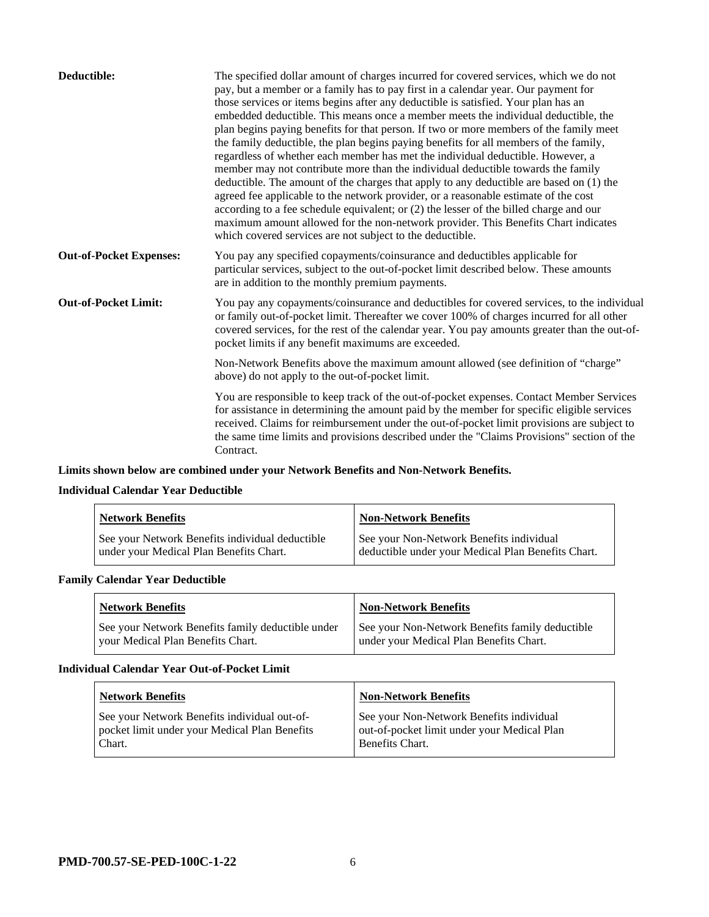| | |
|---|---|
| **Deductible:** | The specified dollar amount of charges incurred for covered services, which we do not pay, but a member or a family has to pay first in a calendar year. Our payment for those services or items begins after any deductible is satisfied. Your plan has an embedded deductible. This means once a member meets the individual deductible, the plan begins paying benefits for that person. If two or more members of the family meet the family deductible, the plan begins paying benefits for all members of the family, regardless of whether each member has met the individual deductible. However, a member may not contribute more than the individual deductible towards the family deductible. The amount of the charges that apply to any deductible are based on (1) the agreed fee applicable to the network provider, or a reasonable estimate of the cost according to a fee schedule equivalent; or (2) the lesser of the billed charge and our maximum amount allowed for the non-network provider. This Benefits Chart indicates which covered services are not subject to the deductible. |
| **Out-of-Pocket Expenses:** | You pay any specified copayments/coinsurance and deductibles applicable for particular services, subject to the out-of-pocket limit described below. These amounts are in addition to the monthly premium payments. |
| **Out-of-Pocket Limit:** | You pay any copayments/coinsurance and deductibles for covered services, to the individual or family out-of-pocket limit. Thereafter we cover 100% of charges incurred for all other covered services, for the rest of the calendar year. You pay amounts greater than the out-of-pocket limits if any benefit maximums are exceeded.<br><br>Non-Network Benefits above the maximum amount allowed (see definition of "charge" above) do not apply to the out-of-pocket limit.<br><br>You are responsible to keep track of the out-of-pocket expenses. Contact Member Services for assistance in determining the amount paid by the member for specific eligible services received. Claims for reimbursement under the out-of-pocket limit provisions are subject to the same time limits and provisions described under the "Claims Provisions" section of the Contract. |

**Limits shown below are combined under your Network Benefits and Non-Network Benefits.**

**Individual Calendar Year Deductible**

| Network Benefits | Non-Network Benefits |
|---|---|
| See your Network Benefits individual deductible under your Medical Plan Benefits Chart. | See your Non-Network Benefits individual deductible under your Medical Plan Benefits Chart. |

**Family Calendar Year Deductible**

| Network Benefits | Non-Network Benefits |
|---|---|
| See your Network Benefits family deductible under your Medical Plan Benefits Chart. | See your Non-Network Benefits family deductible under your Medical Plan Benefits Chart. |

**Individual Calendar Year Out-of-Pocket Limit**

| Network Benefits | Non-Network Benefits |
|---|---|
| See your Network Benefits individual out-of-pocket limit under your Medical Plan Benefits Chart. | See your Non-Network Benefits individual out-of-pocket limit under your Medical Plan Benefits Chart. |

**PMD-700.57-SE-PED-100C-1-22**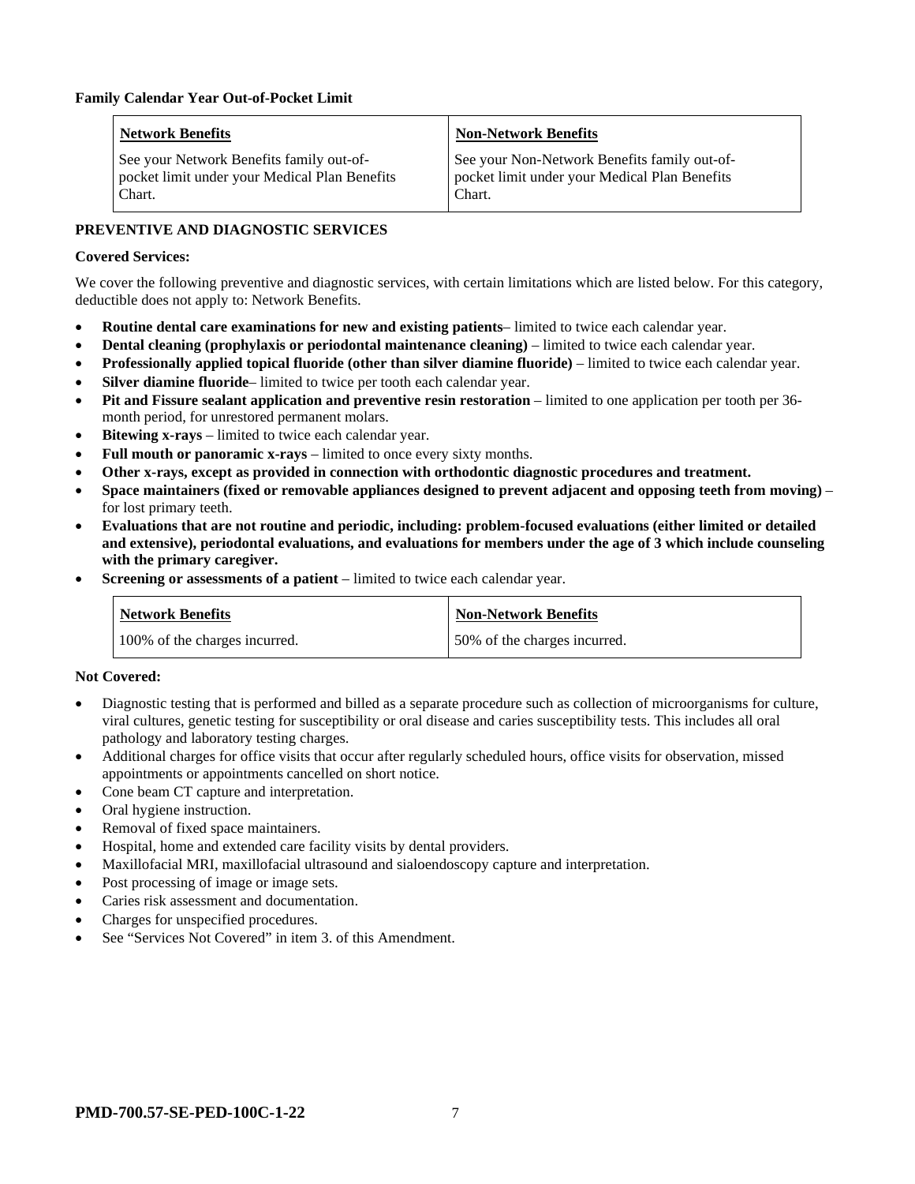**Family Calendar Year Out-of-Pocket Limit**

| Network Benefits | Non-Network Benefits |
|---|---|
| See your Network Benefits family out-of-pocket limit under your Medical Plan Benefits Chart. | See your Non-Network Benefits family out-of-pocket limit under your Medical Plan Benefits Chart. |

**PREVENTIVE AND DIAGNOSTIC SERVICES**

**Covered Services:**

We cover the following preventive and diagnostic services, with certain limitations which are listed below. For this category, deductible does not apply to: Network Benefits.

- **Routine dental care examinations for new and existing patients**– limited to twice each calendar year.
- **Dental cleaning (prophylaxis or periodontal maintenance cleaning)** – limited to twice each calendar year.
- **Professionally applied topical fluoride (other than silver diamine fluoride)** – limited to twice each calendar year.
- **Silver diamine fluoride**– limited to twice per tooth each calendar year.
- **Pit and Fissure sealant application and preventive resin restoration** – limited to one application per tooth per 36-month period, for unrestored permanent molars.
- **Bitewing x-rays** – limited to twice each calendar year.
- **Full mouth or panoramic x-rays** – limited to once every sixty months.
- **Other x-rays, except as provided in connection with orthodontic diagnostic procedures and treatment.**
- **Space maintainers (fixed or removable appliances designed to prevent adjacent and opposing teeth from moving)** – for lost primary teeth.
- **Evaluations that are not routine and periodic, including: problem-focused evaluations (either limited or detailed and extensive), periodontal evaluations, and evaluations for members under the age of 3 which include counseling with the primary caregiver.**
- **Screening or assessments of a patient** – limited to twice each calendar year.

| Network Benefits | Non-Network Benefits |
|---|---|
| 100% of the charges incurred. | 50% of the charges incurred. |

**Not Covered:**

- Diagnostic testing that is performed and billed as a separate procedure such as collection of microorganisms for culture, viral cultures, genetic testing for susceptibility or oral disease and caries susceptibility tests. This includes all oral pathology and laboratory testing charges.
- Additional charges for office visits that occur after regularly scheduled hours, office visits for observation, missed appointments or appointments cancelled on short notice.
- Cone beam CT capture and interpretation.
- Oral hygiene instruction.
- Removal of fixed space maintainers.
- Hospital, home and extended care facility visits by dental providers.
- Maxillofacial MRI, maxillofacial ultrasound and sialoendoscopy capture and interpretation.
- Post processing of image or image sets.
- Caries risk assessment and documentation.
- Charges for unspecified procedures.
- See "Services Not Covered" in item 3. of this Amendment.

**PMD-700.57-SE-PED-100C-1-22**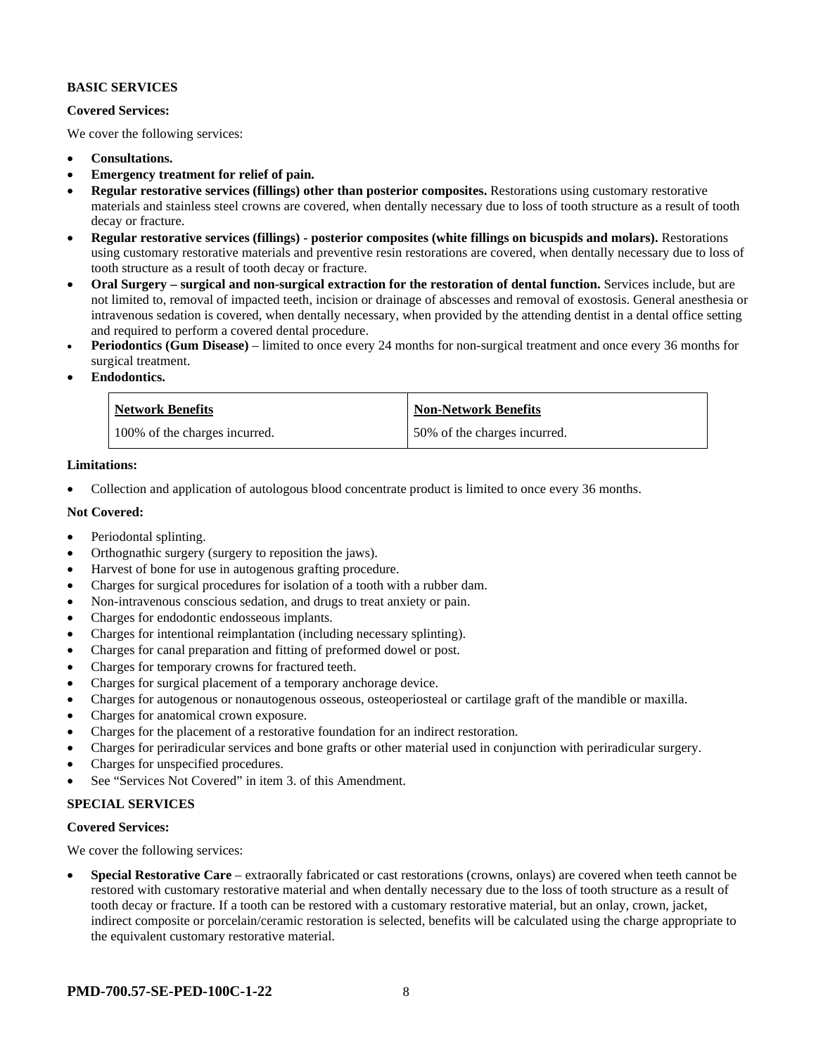**BASIC SERVICES**

**Covered Services:**

We cover the following services:

- **Consultations.**
- **Emergency treatment for relief of pain.**
- **Regular restorative services (fillings) other than posterior composites.** Restorations using customary restorative materials and stainless steel crowns are covered, when dentally necessary due to loss of tooth structure as a result of tooth decay or fracture.
- **Regular restorative services (fillings) - posterior composites (white fillings on bicuspids and molars).** Restorations using customary restorative materials and preventive resin restorations are covered, when dentally necessary due to loss of tooth structure as a result of tooth decay or fracture.
- **Oral Surgery – surgical and non-surgical extraction for the restoration of dental function.** Services include, but are not limited to, removal of impacted teeth, incision or drainage of abscesses and removal of exostosis. General anesthesia or intravenous sedation is covered, when dentally necessary, when provided by the attending dentist in a dental office setting and required to perform a covered dental procedure.
- **Periodontics (Gum Disease)** – limited to once every 24 months for non-surgical treatment and once every 36 months for surgical treatment.
- **Endodontics.**

| Network Benefits | Non-Network Benefits |
| --- | --- |
| 100% of the charges incurred. | 50% of the charges incurred. |

**Limitations:**

- Collection and application of autologous blood concentrate product is limited to once every 36 months.

**Not Covered:**

- Periodontal splinting.
- Orthognathic surgery (surgery to reposition the jaws).
- Harvest of bone for use in autogenous grafting procedure.
- Charges for surgical procedures for isolation of a tooth with a rubber dam.
- Non-intravenous conscious sedation, and drugs to treat anxiety or pain.
- Charges for endodontic endosseous implants.
- Charges for intentional reimplantation (including necessary splinting).
- Charges for canal preparation and fitting of preformed dowel or post.
- Charges for temporary crowns for fractured teeth.
- Charges for surgical placement of a temporary anchorage device.
- Charges for autogenous or nonautogenous osseous, osteoperiosteal or cartilage graft of the mandible or maxilla.
- Charges for anatomical crown exposure.
- Charges for the placement of a restorative foundation for an indirect restoration.
- Charges for periradicular services and bone grafts or other material used in conjunction with periradicular surgery.
- Charges for unspecified procedures.
- See "Services Not Covered" in item 3. of this Amendment.

**SPECIAL SERVICES**

**Covered Services:**

We cover the following services:

- **Special Restorative Care** – extraorally fabricated or cast restorations (crowns, onlays) are covered when teeth cannot be restored with customary restorative material and when dentally necessary due to the loss of tooth structure as a result of tooth decay or fracture. If a tooth can be restored with a customary restorative material, but an onlay, crown, jacket, indirect composite or porcelain/ceramic restoration is selected, benefits will be calculated using the charge appropriate to the equivalent customary restorative material.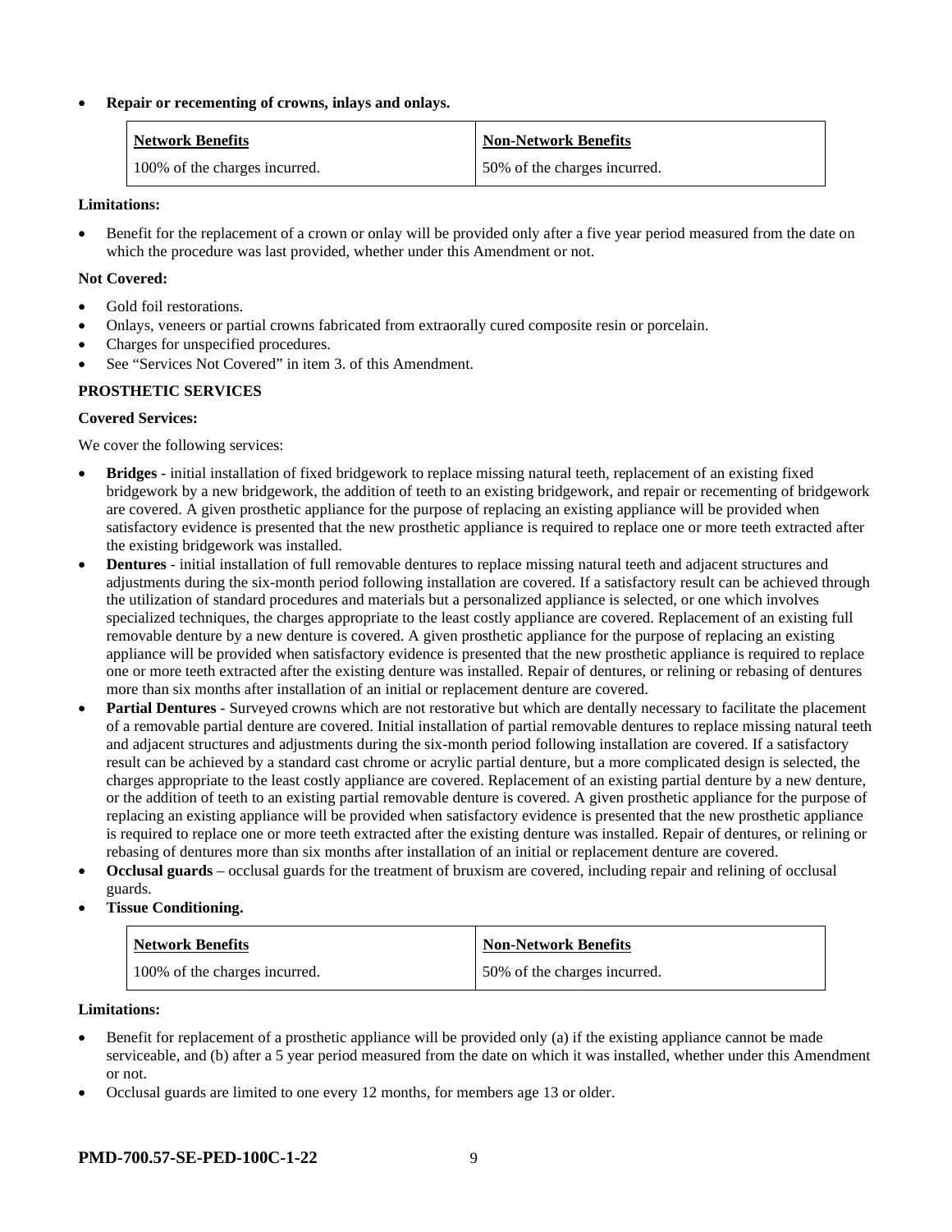- **Repair or recementing of crowns, inlays and onlays.**

| Network Benefits | Non-Network Benefits |
|---|---|
| 100% of the charges incurred. | 50% of the charges incurred. |

**Limitations:**

- Benefit for the replacement of a crown or onlay will be provided only after a five year period measured from the date on which the procedure was last provided, whether under this Amendment or not.

**Not Covered:**

- Gold foil restorations.
- Onlays, veneers or partial crowns fabricated from extraorally cured composite resin or porcelain.
- Charges for unspecified procedures.
- See "Services Not Covered" in item 3. of this Amendment.

**PROSTHETIC SERVICES**

**Covered Services:**

We cover the following services:

- **Bridges** - initial installation of fixed bridgework to replace missing natural teeth, replacement of an existing fixed bridgework by a new bridgework, the addition of teeth to an existing bridgework, and repair or recementing of bridgework are covered. A given prosthetic appliance for the purpose of replacing an existing appliance will be provided when satisfactory evidence is presented that the new prosthetic appliance is required to replace one or more teeth extracted after the existing bridgework was installed.
- **Dentures** - initial installation of full removable dentures to replace missing natural teeth and adjacent structures and adjustments during the six-month period following installation are covered. If a satisfactory result can be achieved through the utilization of standard procedures and materials but a personalized appliance is selected, or one which involves specialized techniques, the charges appropriate to the least costly appliance are covered. Replacement of an existing full removable denture by a new denture is covered. A given prosthetic appliance for the purpose of replacing an existing appliance will be provided when satisfactory evidence is presented that the new prosthetic appliance is required to replace one or more teeth extracted after the existing denture was installed. Repair of dentures, or relining or rebasing of dentures more than six months after installation of an initial or replacement denture are covered.
- **Partial Dentures** - Surveyed crowns which are not restorative but which are dentally necessary to facilitate the placement of a removable partial denture are covered. Initial installation of partial removable dentures to replace missing natural teeth and adjacent structures and adjustments during the six-month period following installation are covered. If a satisfactory result can be achieved by a standard cast chrome or acrylic partial denture, but a more complicated design is selected, the charges appropriate to the least costly appliance are covered. Replacement of an existing partial denture by a new denture, or the addition of teeth to an existing partial removable denture is covered. A given prosthetic appliance for the purpose of replacing an existing appliance will be provided when satisfactory evidence is presented that the new prosthetic appliance is required to replace one or more teeth extracted after the existing denture was installed. Repair of dentures, or relining or rebasing of dentures more than six months after installation of an initial or replacement denture are covered.
- **Occlusal guards** – occlusal guards for the treatment of bruxism are covered, including repair and relining of occlusal guards.
- **Tissue Conditioning.**

| Network Benefits | Non-Network Benefits |
|---|---|
| 100% of the charges incurred. | 50% of the charges incurred. |

**Limitations:**

- Benefit for replacement of a prosthetic appliance will be provided only (a) if the existing appliance cannot be made serviceable, and (b) after a 5 year period measured from the date on which it was installed, whether under this Amendment or not.
- Occlusal guards are limited to one every 12 months, for members age 13 or older.

**PMD-700.57-SE-PED-100C-1-22**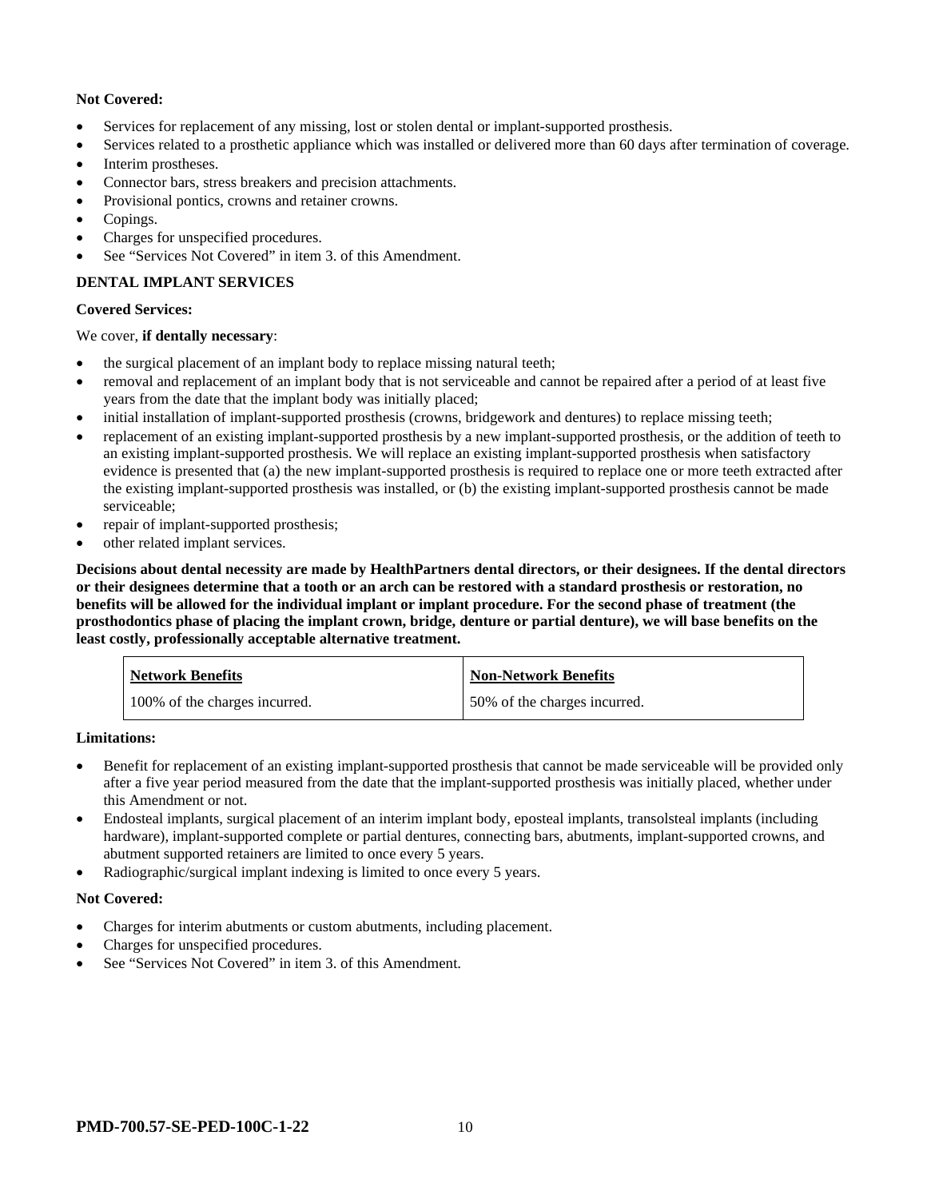**Not Covered:**

- Services for replacement of any missing, lost or stolen dental or implant-supported prosthesis.
- Services related to a prosthetic appliance which was installed or delivered more than 60 days after termination of coverage.
- Interim prostheses.
- Connector bars, stress breakers and precision attachments.
- Provisional pontics, crowns and retainer crowns.
- Copings.
- Charges for unspecified procedures.
- See "Services Not Covered" in item 3. of this Amendment.

**DENTAL IMPLANT SERVICES**

**Covered Services:**

We cover, **if dentally necessary**:

- the surgical placement of an implant body to replace missing natural teeth;
- removal and replacement of an implant body that is not serviceable and cannot be repaired after a period of at least five years from the date that the implant body was initially placed;
- initial installation of implant-supported prosthesis (crowns, bridgework and dentures) to replace missing teeth;
- replacement of an existing implant-supported prosthesis by a new implant-supported prosthesis, or the addition of teeth to an existing implant-supported prosthesis. We will replace an existing implant-supported prosthesis when satisfactory evidence is presented that (a) the new implant-supported prosthesis is required to replace one or more teeth extracted after the existing implant-supported prosthesis was installed, or (b) the existing implant-supported prosthesis cannot be made serviceable;
- repair of implant-supported prosthesis;
- other related implant services.

**Decisions about dental necessity are made by HealthPartners dental directors, or their designees. If the dental directors or their designees determine that a tooth or an arch can be restored with a standard prosthesis or restoration, no benefits will be allowed for the individual implant or implant procedure. For the second phase of treatment (the prosthodontics phase of placing the implant crown, bridge, denture or partial denture), we will base benefits on the least costly, professionally acceptable alternative treatment.**

| Network Benefits | Non-Network Benefits |
|---|---|
| 100% of the charges incurred. | 50% of the charges incurred. |

**Limitations:**

- Benefit for replacement of an existing implant-supported prosthesis that cannot be made serviceable will be provided only after a five year period measured from the date that the implant-supported prosthesis was initially placed, whether under this Amendment or not.
- Endosteal implants, surgical placement of an interim implant body, eposteal implants, transolsteal implants (including hardware), implant-supported complete or partial dentures, connecting bars, abutments, implant-supported crowns, and abutment supported retainers are limited to once every 5 years.
- Radiographic/surgical implant indexing is limited to once every 5 years.

**Not Covered:**

- Charges for interim abutments or custom abutments, including placement.
- Charges for unspecified procedures.
- See "Services Not Covered" in item 3. of this Amendment.

**PMD-700.57-SE-PED-100C-1-22**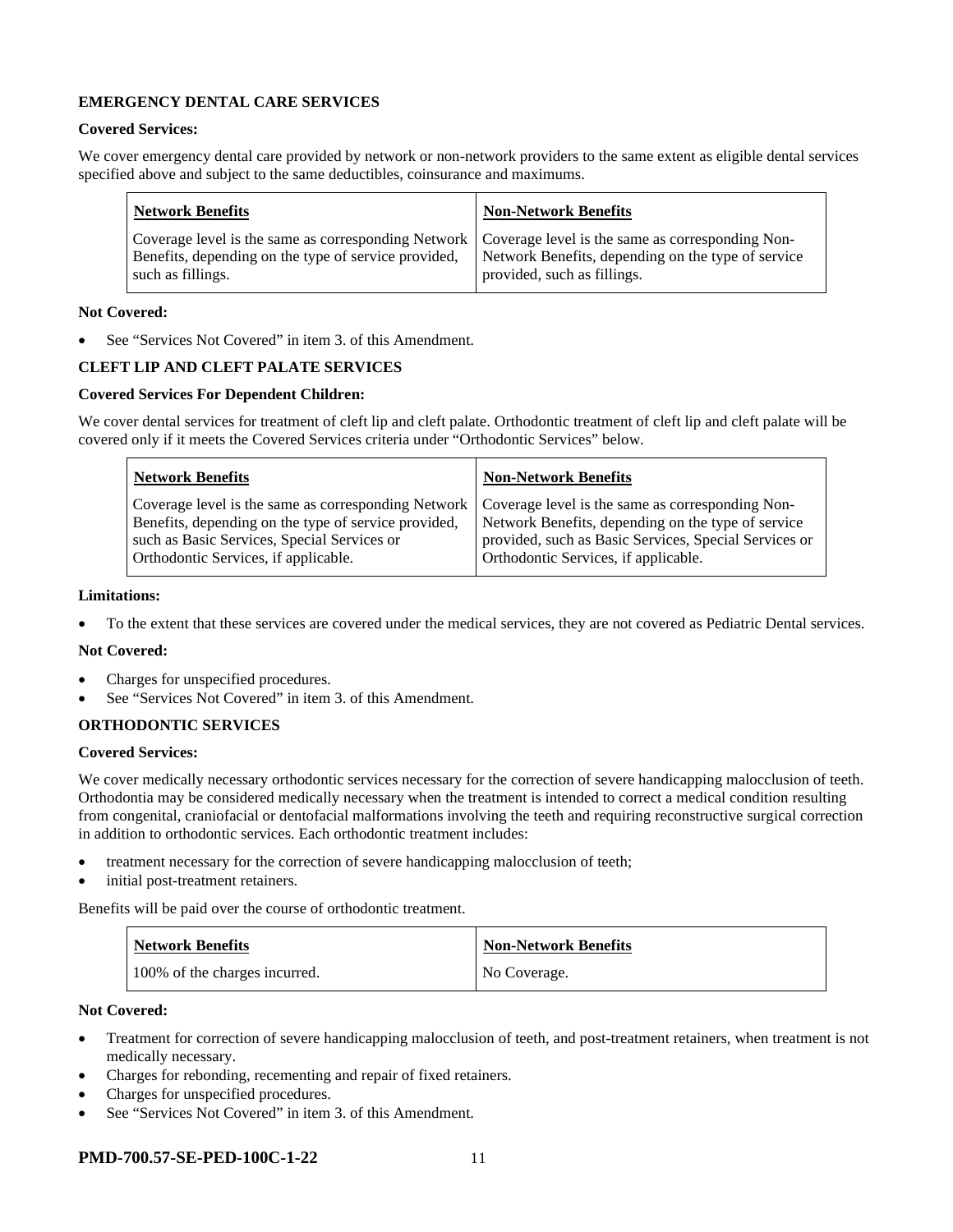**EMERGENCY DENTAL CARE SERVICES**

**Covered Services:**

We cover emergency dental care provided by network or non-network providers to the same extent as eligible dental services specified above and subject to the same deductibles, coinsurance and maximums.

| Network Benefits | Non-Network Benefits |
|---|---|
| Coverage level is the same as corresponding Network Benefits, depending on the type of service provided, such as fillings. | Coverage level is the same as corresponding Non-Network Benefits, depending on the type of service provided, such as fillings. |

**Not Covered:**

- See "Services Not Covered" in item 3. of this Amendment.

**CLEFT LIP AND CLEFT PALATE SERVICES**

**Covered Services For Dependent Children:**

We cover dental services for treatment of cleft lip and cleft palate. Orthodontic treatment of cleft lip and cleft palate will be covered only if it meets the Covered Services criteria under "Orthodontic Services" below.

| Network Benefits | Non-Network Benefits |
|---|---|
| Coverage level is the same as corresponding Network Benefits, depending on the type of service provided, such as Basic Services, Special Services or Orthodontic Services, if applicable. | Coverage level is the same as corresponding Non-Network Benefits, depending on the type of service provided, such as Basic Services, Special Services or Orthodontic Services, if applicable. |

**Limitations:**

- To the extent that these services are covered under the medical services, they are not covered as Pediatric Dental services.

**Not Covered:**

- Charges for unspecified procedures.
- See "Services Not Covered" in item 3. of this Amendment.

**ORTHODONTIC SERVICES**

**Covered Services:**

We cover medically necessary orthodontic services necessary for the correction of severe handicapping malocclusion of teeth. Orthodontia may be considered medically necessary when the treatment is intended to correct a medical condition resulting from congenital, craniofacial or dentofacial malformations involving the teeth and requiring reconstructive surgical correction in addition to orthodontic services. Each orthodontic treatment includes:

- treatment necessary for the correction of severe handicapping malocclusion of teeth;
- initial post-treatment retainers.

Benefits will be paid over the course of orthodontic treatment.

| Network Benefits | Non-Network Benefits |
|---|---|
| 100% of the charges incurred. | No Coverage. |

**Not Covered:**

- Treatment for correction of severe handicapping malocclusion of teeth, and post-treatment retainers, when treatment is not medically necessary.
- Charges for rebonding, recementing and repair of fixed retainers.
- Charges for unspecified procedures.
- See "Services Not Covered" in item 3. of this Amendment.

**PMD-700.57-SE-PED-100C-1-22**